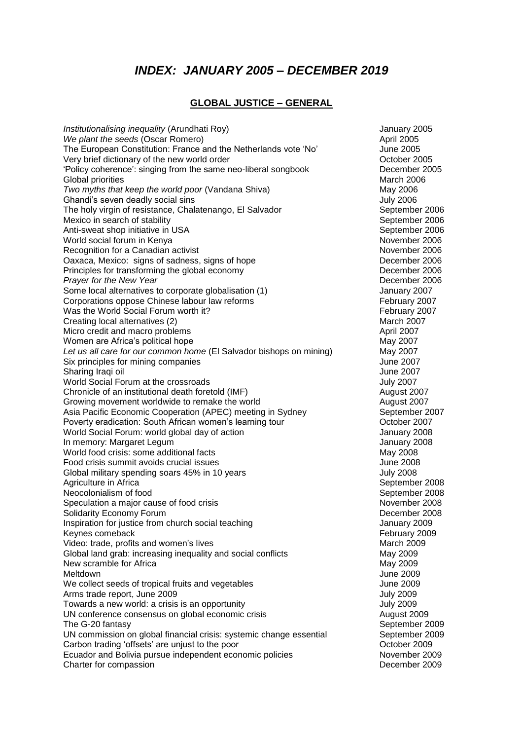# *INDEX: JANUARY 2005 – DECEMBER 2019*

## GLOBAL JUSTICE – GENERAL

| | |
|---|---|
| *Institutionalising inequality* (Arundhati Roy) | January 2005 |
| *We plant the seeds* (Oscar Romero) | April 2005 |
| The European Constitution: France and the Netherlands vote 'No' | June 2005 |
| Very brief dictionary of the new world order | October 2005 |
| 'Policy coherence': singing from the same neo-liberal songbook | December 2005 |
| Global priorities | March 2006 |
| *Two myths that keep the world poor* (Vandana Shiva) | May 2006 |
| Ghandi's seven deadly social sins | July 2006 |
| The holy virgin of resistance, Chalatenango, El Salvador | September 2006 |
| Mexico in search of stability | September 2006 |
| Anti-sweat shop initiative in USA | September 2006 |
| World social forum in Kenya | November 2006 |
| Recognition for a Canadian activist | November 2006 |
| Oaxaca, Mexico: signs of sadness, signs of hope | December 2006 |
| Principles for transforming the global economy | December 2006 |
| *Prayer for the New Year* | December 2006 |
| Some local alternatives to corporate globalisation (1) | January 2007 |
| Corporations oppose Chinese labour law reforms | February 2007 |
| Was the World Social Forum worth it? | February 2007 |
| Creating local alternatives (2) | March 2007 |
| Micro credit and macro problems | April 2007 |
| Women are Africa's political hope | May 2007 |
| *Let us all care for our common home* (El Salvador bishops on mining) | May 2007 |
| Six principles for mining companies | June 2007 |
| Sharing Iraqi oil | June 2007 |
| World Social Forum at the crossroads | July 2007 |
| Chronicle of an institutional death foretold (IMF) | August 2007 |
| Growing movement worldwide to remake the world | August 2007 |
| Asia Pacific Economic Cooperation (APEC) meeting in Sydney | September 2007 |
| Poverty eradication: South African women's learning tour | October 2007 |
| World Social Forum: world global day of action | January 2008 |
| In memory: Margaret Legum | January 2008 |
| World food crisis: some additional facts | May 2008 |
| Food crisis summit avoids crucial issues | June 2008 |
| Global military spending soars 45% in 10 years | July 2008 |
| Agriculture in Africa | September 2008 |
| Neocolonialism of food | September 2008 |
| Speculation a major cause of food crisis | November 2008 |
| Solidarity Economy Forum | December 2008 |
| Inspiration for justice from church social teaching | January 2009 |
| Keynes comeback | February 2009 |
| Video: trade, profits and women's lives | March 2009 |
| Global land grab: increasing inequality and social conflicts | May 2009 |
| New scramble for Africa | May 2009 |
| Meltdown | June 2009 |
| We collect seeds of tropical fruits and vegetables | June 2009 |
| Arms trade report, June 2009 | July 2009 |
| Towards a new world: a crisis is an opportunity | July 2009 |
| UN conference consensus on global economic crisis | August 2009 |
| The G-20 fantasy | September 2009 |
| UN commission on global financial crisis: systemic change essential | September 2009 |
| Carbon trading 'offsets' are unjust to the poor | October 2009 |
| Ecuador and Bolivia pursue independent economic policies | November 2009 |
| Charter for compassion | December 2009 |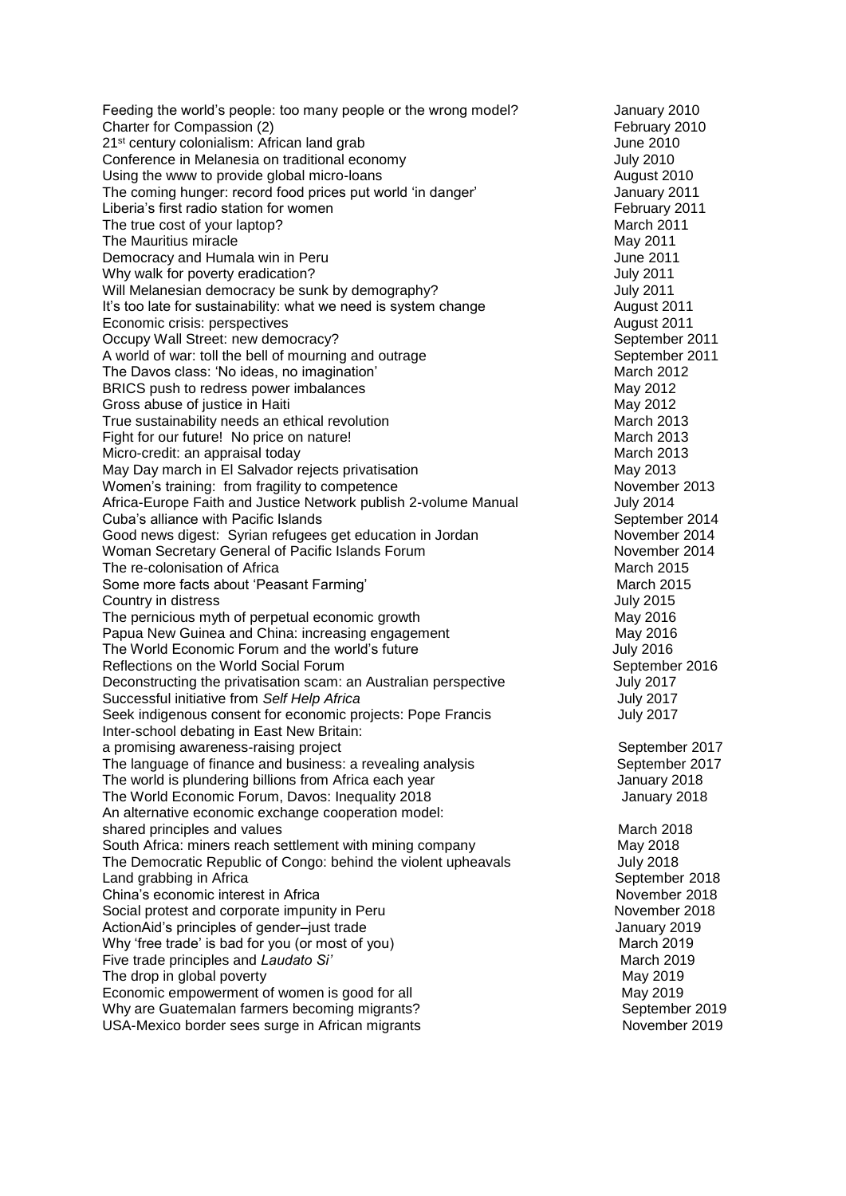| | |
|---|---|
| Feeding the world's people: too many people or the wrong model? | January 2010 |
| Charter for Compassion (2) | February 2010 |
| 21st century colonialism: African land grab | June 2010 |
| Conference in Melanesia on traditional economy | July 2010 |
| Using the www to provide global micro-loans | August 2010 |
| The coming hunger: record food prices put world 'in danger' | January 2011 |
| Liberia's first radio station for women | February 2011 |
| The true cost of your laptop? | March 2011 |
| The Mauritius miracle | May 2011 |
| Democracy and Humala win in Peru | June 2011 |
| Why walk for poverty eradication? | July 2011 |
| Will Melanesian democracy be sunk by demography? | July 2011 |
| It's too late for sustainability: what we need is system change | August 2011 |
| Economic crisis: perspectives | August 2011 |
| Occupy Wall Street: new democracy? | September 2011 |
| A world of war: toll the bell of mourning and outrage | September 2011 |
| The Davos class: 'No ideas, no imagination' | March 2012 |
| BRICS push to redress power imbalances | May 2012 |
| Gross abuse of justice in Haiti | May 2012 |
| True sustainability needs an ethical revolution | March 2013 |
| Fight for our future! No price on nature! | March 2013 |
| Micro-credit: an appraisal today | March 2013 |
| May Day march in El Salvador rejects privatisation | May 2013 |
| Women's training: from fragility to competence | November 2013 |
| Africa-Europe Faith and Justice Network publish 2-volume Manual | July 2014 |
| Cuba's alliance with Pacific Islands | September 2014 |
| Good news digest: Syrian refugees get education in Jordan | November 2014 |
| Woman Secretary General of Pacific Islands Forum | November 2014 |
| The re-colonisation of Africa | March 2015 |
| Some more facts about 'Peasant Farming' | March 2015 |
| Country in distress | July 2015 |
| The pernicious myth of perpetual economic growth | May 2016 |
| Papua New Guinea and China: increasing engagement | May 2016 |
| The World Economic Forum and the world's future | July 2016 |
| Reflections on the World Social Forum | September 2016 |
| Deconstructing the privatisation scam: an Australian perspective | July 2017 |
| Successful initiative from *Self Help Africa* | July 2017 |
| Seek indigenous consent for economic projects: Pope Francis | July 2017 |
| Inter-school debating in East New Britain: a promising awareness-raising project | September 2017 |
| The language of finance and business: a revealing analysis | September 2017 |
| The world is plundering billions from Africa each year | January 2018 |
| The World Economic Forum, Davos: Inequality 2018 | January 2018 |
| An alternative economic exchange cooperation model: shared principles and values | March 2018 |
| South Africa: miners reach settlement with mining company | May 2018 |
| The Democratic Republic of Congo: behind the violent upheavals | July 2018 |
| Land grabbing in Africa | September 2018 |
| China's economic interest in Africa | November 2018 |
| Social protest and corporate impunity in Peru | November 2018 |
| ActionAid's principles of gender–just trade | January 2019 |
| Why 'free trade' is bad for you (or most of you) | March 2019 |
| Five trade principles and *Laudato Si'* | March 2019 |
| The drop in global poverty | May 2019 |
| Economic empowerment of women is good for all | May 2019 |
| Why are Guatemalan farmers becoming migrants? | September 2019 |
| USA-Mexico border sees surge in African migrants | November 2019 |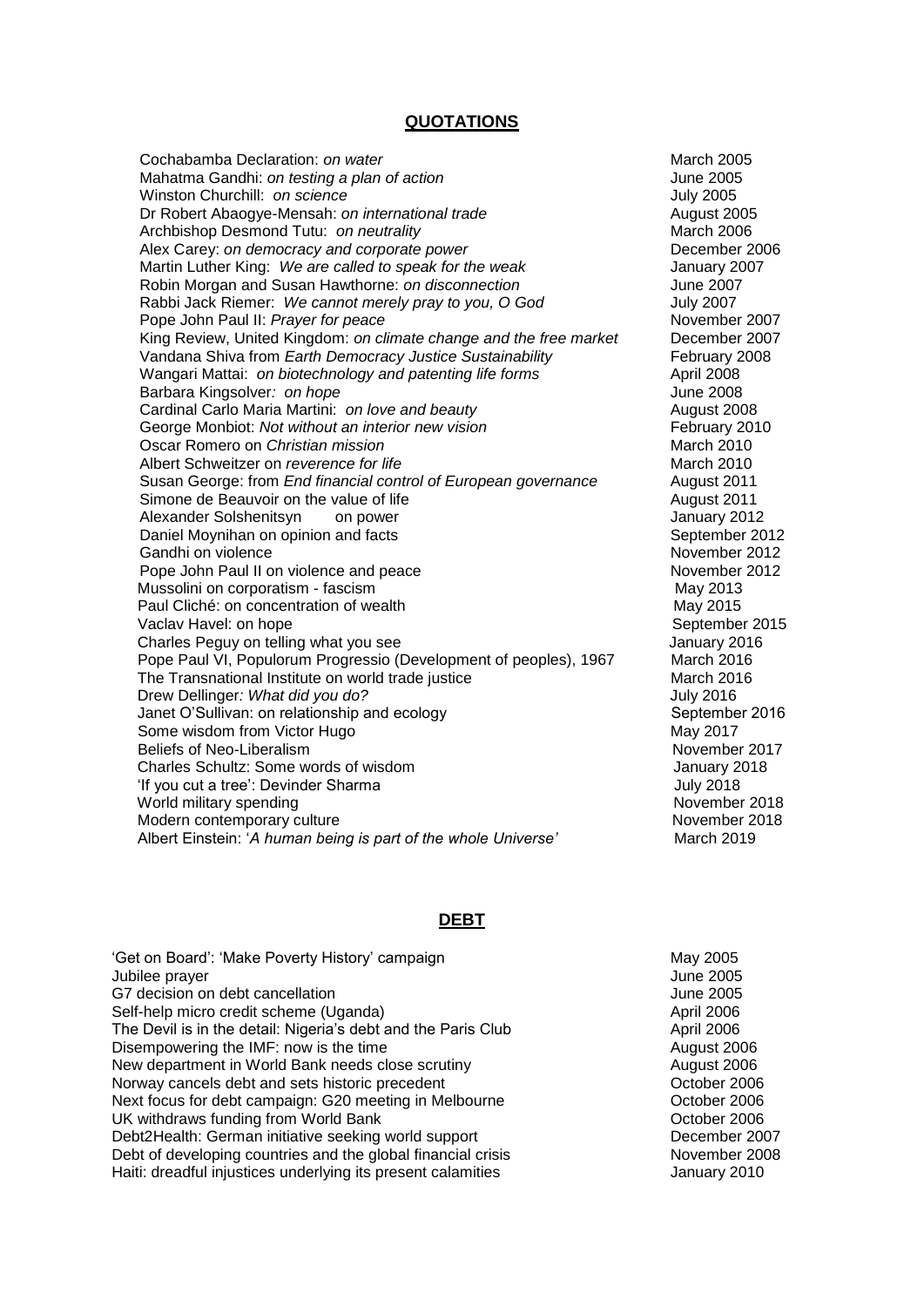## QUOTATIONS

| | |
|---|---|
| Cochabamba Declaration: *on water* | March 2005 |
| Mahatma Gandhi: *on testing a plan of action* | June 2005 |
| Winston Churchill: *on science* | July 2005 |
| Dr Robert Abaogye-Mensah: *on international trade* | August 2005 |
| Archbishop Desmond Tutu: *on neutrality* | March 2006 |
| Alex Carey: *on democracy and corporate power* | December 2006 |
| Martin Luther King: *We are called to speak for the weak* | January 2007 |
| Robin Morgan and Susan Hawthorne: *on disconnection* | June 2007 |
| Rabbi Jack Riemer: *We cannot merely pray to you, O God* | July 2007 |
| Pope John Paul II: *Prayer for peace* | November 2007 |
| King Review, United Kingdom: *on climate change and the free market* | December 2007 |
| Vandana Shiva from *Earth Democracy Justice Sustainability* | February 2008 |
| Wangari Mattai: *on biotechnology and patenting life forms* | April 2008 |
| Barbara Kingsolver*: on hope* | June 2008 |
| Cardinal Carlo Maria Martini: *on love and beauty* | August 2008 |
| George Monbiot: *Not without an interior new vision* | February 2010 |
| Oscar Romero on *Christian mission* | March 2010 |
| Albert Schweitzer on *reverence for life* | March 2010 |
| Susan George: from *End financial control of European governance* | August 2011 |
| Simone de Beauvoir on the value of life | August 2011 |
| Alexander Solshenitsyn on power | January 2012 |
| Daniel Moynihan on opinion and facts | September 2012 |
| Gandhi on violence | November 2012 |
| Pope John Paul II on violence and peace | November 2012 |
| Mussolini on corporatism - fascism | May 2013 |
| Paul Cliché: on concentration of wealth | May 2015 |
| Vaclav Havel: on hope | September 2015 |
| Charles Peguy on telling what you see | January 2016 |
| Pope Paul VI, Populorum Progressio (Development of peoples), 1967 | March 2016 |
| The Transnational Institute on world trade justice | March 2016 |
| Drew Dellinger*: What did you do?* | July 2016 |
| Janet O'Sullivan: on relationship and ecology | September 2016 |
| Some wisdom from Victor Hugo | May 2017 |
| Beliefs of Neo-Liberalism | November 2017 |
| Charles Schultz: Some words of wisdom | January 2018 |
| 'If you cut a tree': Devinder Sharma | July 2018 |
| World military spending | November 2018 |
| Modern contemporary culture | November 2018 |
| Albert Einstein: '*A human being is part of the whole Universe'* | March 2019 |

## DEBT

| | |
|---|---|
| 'Get on Board': 'Make Poverty History' campaign | May 2005 |
| Jubilee prayer | June 2005 |
| G7 decision on debt cancellation | June 2005 |
| Self-help micro credit scheme (Uganda) | April 2006 |
| The Devil is in the detail: Nigeria's debt and the Paris Club | April 2006 |
| Disempowering the IMF: now is the time | August 2006 |
| New department in World Bank needs close scrutiny | August 2006 |
| Norway cancels debt and sets historic precedent | October 2006 |
| Next focus for debt campaign: G20 meeting in Melbourne | October 2006 |
| UK withdraws funding from World Bank | October 2006 |
| Debt2Health: German initiative seeking world support | December 2007 |
| Debt of developing countries and the global financial crisis | November 2008 |
| Haiti: dreadful injustices underlying its present calamities | January 2010 |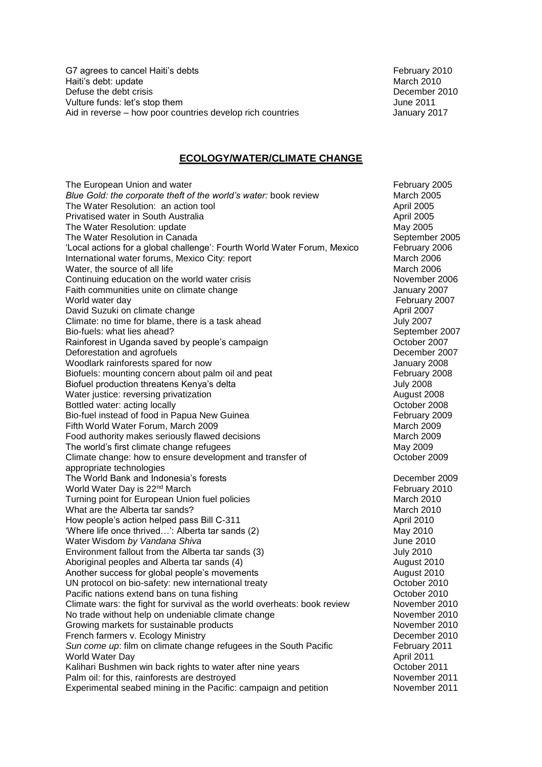| | |
|---|---|
| G7 agrees to cancel Haiti's debts | February 2010 |
| Haiti's debt: update | March 2010 |
| Defuse the debt crisis | December 2010 |
| Vulture funds: let's stop them | June 2011 |
| Aid in reverse – how poor countries develop rich countries | January 2017 |

## **ECOLOGY/WATER/CLIMATE CHANGE**

| | |
|---|---|
| The European Union and water | February 2005 |
| *Blue Gold: the corporate theft of the world's water:* book review | March 2005 |
| The Water Resolution: an action tool | April 2005 |
| Privatised water in South Australia | April 2005 |
| The Water Resolution: update | May 2005 |
| The Water Resolution in Canada | September 2005 |
| 'Local actions for a global challenge': Fourth World Water Forum, Mexico | February 2006 |
| International water forums, Mexico City: report | March 2006 |
| Water, the source of all life | March 2006 |
| Continuing education on the world water crisis | November 2006 |
| Faith communities unite on climate change | January 2007 |
| World water day | February 2007 |
| David Suzuki on climate change | April 2007 |
| Climate: no time for blame, there is a task ahead | July 2007 |
| Bio-fuels: what lies ahead? | September 2007 |
| Rainforest in Uganda saved by people's campaign | October 2007 |
| Deforestation and agrofuels | December 2007 |
| Woodlark rainforests spared for now | January 2008 |
| Biofuels: mounting concern about palm oil and peat | February 2008 |
| Biofuel production threatens Kenya's delta | July 2008 |
| Water justice: reversing privatization | August 2008 |
| Bottled water: acting locally | October 2008 |
| Bio-fuel instead of food in Papua New Guinea | February 2009 |
| Fifth World Water Forum, March 2009 | March 2009 |
| Food authority makes seriously flawed decisions | March 2009 |
| The world's first climate change refugees | May 2009 |
| Climate change: how to ensure development and transfer of appropriate technologies | October 2009 |
| The World Bank and Indonesia's forests | December 2009 |
| World Water Day is 22nd March | February 2010 |
| Turning point for European Union fuel policies | March 2010 |
| What are the Alberta tar sands? | March 2010 |
| How people's action helped pass Bill C-311 | April 2010 |
| 'Where life once thrived…': Alberta tar sands (2) | May 2010 |
| Water Wisdom *by Vandana Shiva* | June 2010 |
| Environment fallout from the Alberta tar sands (3) | July 2010 |
| Aboriginal peoples and Alberta tar sands (4) | August 2010 |
| Another success for global people's movements | August 2010 |
| UN protocol on bio-safety: new international treaty | October 2010 |
| Pacific nations extend bans on tuna fishing | October 2010 |
| Climate wars: the fight for survival as the world overheats: book review | November 2010 |
| No trade without help on undeniable climate change | November 2010 |
| Growing markets for sustainable products | November 2010 |
| French farmers v. Ecology Ministry | December 2010 |
| *Sun come up*: film on climate change refugees in the South Pacific | February 2011 |
| World Water Day | April 2011 |
| Kalihari Bushmen win back rights to water after nine years | October 2011 |
| Palm oil: for this, rainforests are destroyed | November 2011 |
| Experimental seabed mining in the Pacific: campaign and petition | November 2011 |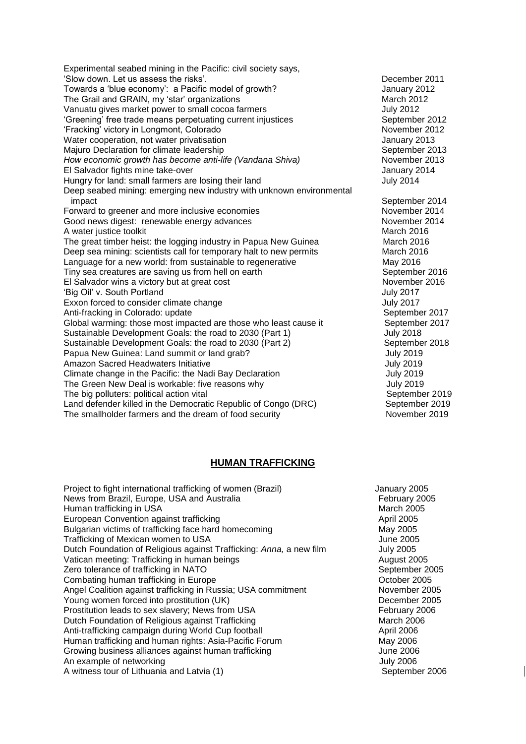| | |
|---|---|
| Experimental seabed mining in the Pacific: civil society says, 'Slow down. Let us assess the risks'. | December 2011 |
| Towards a 'blue economy': a Pacific model of growth? | January 2012 |
| The Grail and GRAIN, my 'star' organizations | March 2012 |
| Vanuatu gives market power to small cocoa farmers | July 2012 |
| 'Greening' free trade means perpetuating current injustices | September 2012 |
| 'Fracking' victory in Longmont, Colorado | November 2012 |
| Water cooperation, not water privatisation | January 2013 |
| Majuro Declaration for climate leadership | September 2013 |
| *How economic growth has become anti-life (Vandana Shiva)* | November 2013 |
| El Salvador fights mine take-over | January 2014 |
| Hungry for land: small farmers are losing their land | July 2014 |
| Deep seabed mining: emerging new industry with unknown environmental impact | September 2014 |
| Forward to greener and more inclusive economies | November 2014 |
| Good news digest: renewable energy advances | November 2014 |
| A water justice toolkit | March 2016 |
| The great timber heist: the logging industry in Papua New Guinea | March 2016 |
| Deep sea mining: scientists call for temporary halt to new permits | March 2016 |
| Language for a new world: from sustainable to regenerative | May 2016 |
| Tiny sea creatures are saving us from hell on earth | September 2016 |
| El Salvador wins a victory but at great cost | November 2016 |
| 'Big Oil' v. South Portland | July 2017 |
| Exxon forced to consider climate change | July 2017 |
| Anti-fracking in Colorado: update | September 2017 |
| Global warming: those most impacted are those who least cause it | September 2017 |
| Sustainable Development Goals: the road to 2030 (Part 1) | July 2018 |
| Sustainable Development Goals: the road to 2030 (Part 2) | September 2018 |
| Papua New Guinea: Land summit or land grab? | July 2019 |
| Amazon Sacred Headwaters Initiative | July 2019 |
| Climate change in the Pacific: the Nadi Bay Declaration | July 2019 |
| The Green New Deal is workable: five reasons why | July 2019 |
| The big polluters: political action vital | September 2019 |
| Land defender killed in the Democratic Republic of Congo (DRC) | September 2019 |
| The smallholder farmers and the dream of food security | November 2019 |

## **HUMAN TRAFFICKING**

| | |
|---|---|
| Project to fight international trafficking of women (Brazil) | January 2005 |
| News from Brazil, Europe, USA and Australia | February 2005 |
| Human trafficking in USA | March 2005 |
| European Convention against trafficking | April 2005 |
| Bulgarian victims of trafficking face hard homecoming | May 2005 |
| Trafficking of Mexican women to USA | June 2005 |
| Dutch Foundation of Religious against Trafficking: *Anna,* a new film | July 2005 |
| Vatican meeting: Trafficking in human beings | August 2005 |
| Zero tolerance of trafficking in NATO | September 2005 |
| Combating human trafficking in Europe | October 2005 |
| Angel Coalition against trafficking in Russia; USA commitment | November 2005 |
| Young women forced into prostitution (UK) | December 2005 |
| Prostitution leads to sex slavery; News from USA | February 2006 |
| Dutch Foundation of Religious against Trafficking | March 2006 |
| Anti-trafficking campaign during World Cup football | April 2006 |
| Human trafficking and human rights: Asia-Pacific Forum | May 2006 |
| Growing business alliances against human trafficking | June 2006 |
| An example of networking | July 2006 |
| A witness tour of Lithuania and Latvia (1) | September 2006 |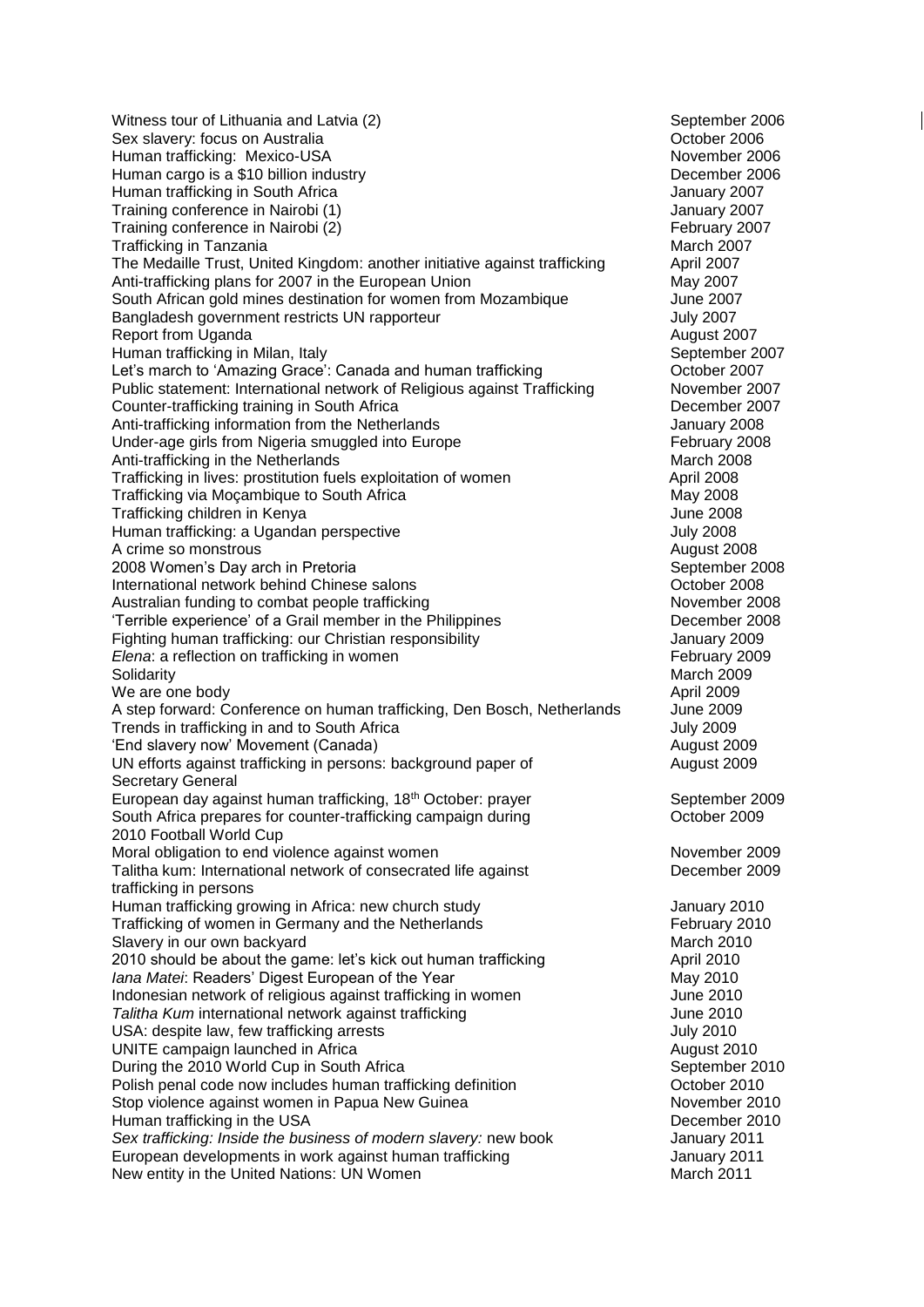| | |
|---|---|
| Witness tour of Lithuania and Latvia (2) | September 2006 |
| Sex slavery: focus on Australia | October 2006 |
| Human trafficking: Mexico-USA | November 2006 |
| Human cargo is a $10 billion industry | December 2006 |
| Human trafficking in South Africa | January 2007 |
| Training conference in Nairobi (1) | January 2007 |
| Training conference in Nairobi (2) | February 2007 |
| Trafficking in Tanzania | March 2007 |
| The Medaille Trust, United Kingdom: another initiative against trafficking | April 2007 |
| Anti-trafficking plans for 2007 in the European Union | May 2007 |
| South African gold mines destination for women from Mozambique | June 2007 |
| Bangladesh government restricts UN rapporteur | July 2007 |
| Report from Uganda | August 2007 |
| Human trafficking in Milan, Italy | September 2007 |
| Let's march to 'Amazing Grace': Canada and human trafficking | October 2007 |
| Public statement: International network of Religious against Trafficking | November 2007 |
| Counter-trafficking training in South Africa | December 2007 |
| Anti-trafficking information from the Netherlands | January 2008 |
| Under-age girls from Nigeria smuggled into Europe | February 2008 |
| Anti-trafficking in the Netherlands | March 2008 |
| Trafficking in lives: prostitution fuels exploitation of women | April 2008 |
| Trafficking via Moçambique to South Africa | May 2008 |
| Trafficking children in Kenya | June 2008 |
| Human trafficking: a Ugandan perspective | July 2008 |
| A crime so monstrous | August 2008 |
| 2008 Women's Day arch in Pretoria | September 2008 |
| International network behind Chinese salons | October 2008 |
| Australian funding to combat people trafficking | November 2008 |
| 'Terrible experience' of a Grail member in the Philippines | December 2008 |
| Fighting human trafficking: our Christian responsibility | January 2009 |
| *Elena*: a reflection on trafficking in women | February 2009 |
| Solidarity | March 2009 |
| We are one body | April 2009 |
| A step forward: Conference on human trafficking, Den Bosch, Netherlands | June 2009 |
| Trends in trafficking in and to South Africa | July 2009 |
| 'End slavery now' Movement (Canada) | August 2009 |
| UN efforts against trafficking in persons: background paper of Secretary General | August 2009 |
| European day against human trafficking, 18th October: prayer | September 2009 |
| South Africa prepares for counter-trafficking campaign during 2010 Football World Cup | October 2009 |
| Moral obligation to end violence against women | November 2009 |
| Talitha kum: International network of consecrated life against trafficking in persons | December 2009 |
| Human trafficking growing in Africa: new church study | January 2010 |
| Trafficking of women in Germany and the Netherlands | February 2010 |
| Slavery in our own backyard | March 2010 |
| 2010 should be about the game: let's kick out human trafficking | April 2010 |
| *Iana Matei*: Readers' Digest European of the Year | May 2010 |
| Indonesian network of religious against trafficking in women | June 2010 |
| *Talitha Kum* international network against trafficking | June 2010 |
| USA: despite law, few trafficking arrests | July 2010 |
| UNITE campaign launched in Africa | August 2010 |
| During the 2010 World Cup in South Africa | September 2010 |
| Polish penal code now includes human trafficking definition | October 2010 |
| Stop violence against women in Papua New Guinea | November 2010 |
| Human trafficking in the USA | December 2010 |
| *Sex trafficking: Inside the business of modern slavery:* new book | January 2011 |
| European developments in work against human trafficking | January 2011 |
| New entity in the United Nations: UN Women | March 2011 |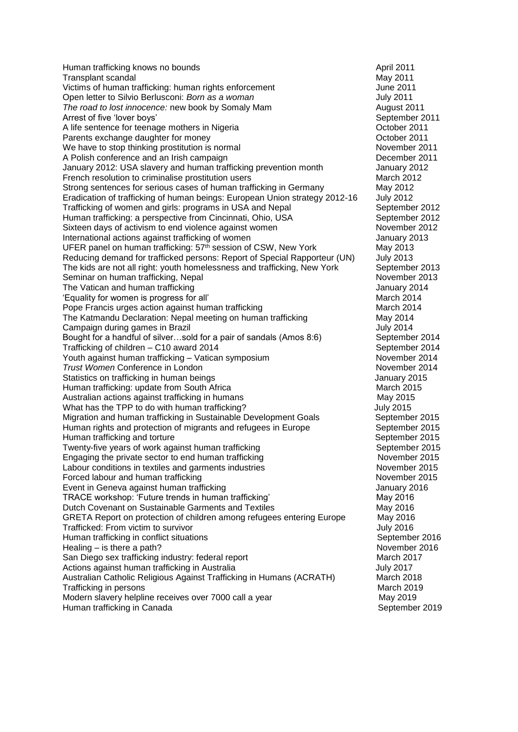| | |
|---|---|
| Human trafficking knows no bounds | April 2011 |
| Transplant scandal | May 2011 |
| Victims of human trafficking: human rights enforcement | June 2011 |
| Open letter to Silvio Berlusconi: *Born as a woman* | July 2011 |
| *The road to lost innocence:* new book by Somaly Mam | August 2011 |
| Arrest of five 'lover boys' | September 2011 |
| A life sentence for teenage mothers in Nigeria | October 2011 |
| Parents exchange daughter for money | October 2011 |
| We have to stop thinking prostitution is normal | November 2011 |
| A Polish conference and an Irish campaign | December 2011 |
| January 2012: USA slavery and human trafficking prevention month | January 2012 |
| French resolution to criminalise prostitution users | March 2012 |
| Strong sentences for serious cases of human trafficking in Germany | May 2012 |
| Eradication of trafficking of human beings: European Union strategy 2012-16 | July 2012 |
| Trafficking of women and girls: programs in USA and Nepal | September 2012 |
| Human trafficking: a perspective from Cincinnati, Ohio, USA | September 2012 |
| Sixteen days of activism to end violence against women | November 2012 |
| International actions against trafficking of women | January 2013 |
| UFER panel on human trafficking: 57th session of CSW, New York | May 2013 |
| Reducing demand for trafficked persons: Report of Special Rapporteur (UN) | July 2013 |
| The kids are not all right: youth homelessness and trafficking, New York | September 2013 |
| Seminar on human trafficking, Nepal | November 2013 |
| The Vatican and human trafficking | January 2014 |
| 'Equality for women is progress for all' | March 2014 |
| Pope Francis urges action against human trafficking | March 2014 |
| The Katmandu Declaration: Nepal meeting on human trafficking | May 2014 |
| Campaign during games in Brazil | July 2014 |
| Bought for a handful of silver…sold for a pair of sandals (Amos 8:6) | September 2014 |
| Trafficking of children – C10 award 2014 | September 2014 |
| Youth against human trafficking – Vatican symposium | November 2014 |
| *Trust Women* Conference in London | November 2014 |
| Statistics on trafficking in human beings | January 2015 |
| Human trafficking: update from South Africa | March 2015 |
| Australian actions against trafficking in humans | May 2015 |
| What has the TPP to do with human trafficking? | July 2015 |
| Migration and human trafficking in Sustainable Development Goals | September 2015 |
| Human rights and protection of migrants and refugees in Europe | September 2015 |
| Human trafficking and torture | September 2015 |
| Twenty-five years of work against human trafficking | September 2015 |
| Engaging the private sector to end human trafficking | November 2015 |
| Labour conditions in textiles and garments industries | November 2015 |
| Forced labour and human trafficking | November 2015 |
| Event in Geneva against human trafficking | January 2016 |
| TRACE workshop: 'Future trends in human trafficking' | May 2016 |
| Dutch Covenant on Sustainable Garments and Textiles | May 2016 |
| GRETA Report on protection of children among refugees entering Europe | May 2016 |
| Trafficked: From victim to survivor | July 2016 |
| Human trafficking in conflict situations | September 2016 |
| Healing – is there a path? | November 2016 |
| San Diego sex trafficking industry: federal report | March 2017 |
| Actions against human trafficking in Australia | July 2017 |
| Australian Catholic Religious Against Trafficking in Humans (ACRATH) | March 2018 |
| Trafficking in persons | March 2019 |
| Modern slavery helpline receives over 7000 call a year | May 2019 |
| Human trafficking in Canada | September 2019 |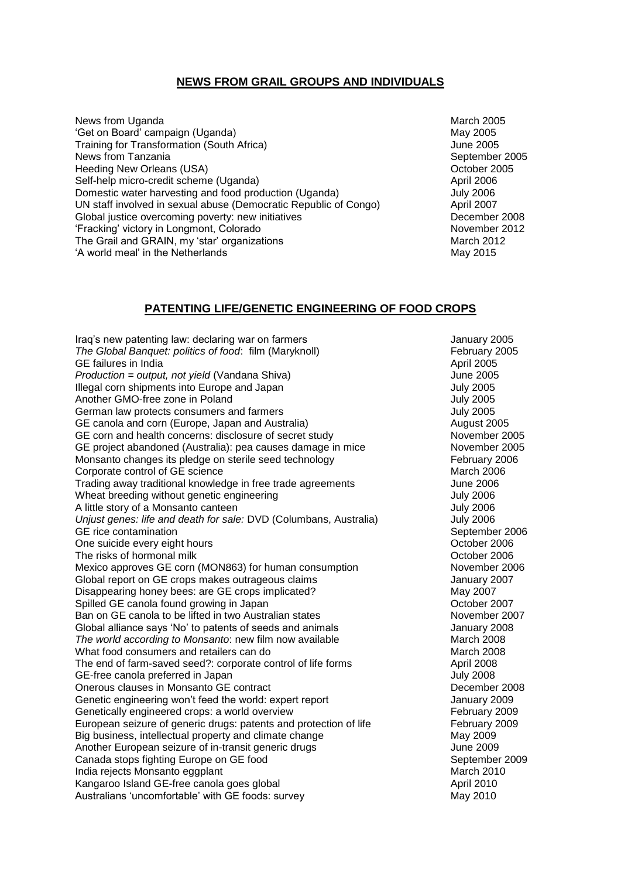## NEWS FROM GRAIL GROUPS AND INDIVIDUALS

| | |
|---|---|
| News from Uganda | March 2005 |
| 'Get on Board' campaign (Uganda) | May 2005 |
| Training for Transformation (South Africa) | June 2005 |
| News from Tanzania | September 2005 |
| Heeding New Orleans (USA) | October 2005 |
| Self-help micro-credit scheme (Uganda) | April 2006 |
| Domestic water harvesting and food production (Uganda) | July 2006 |
| UN staff involved in sexual abuse (Democratic Republic of Congo) | April 2007 |
| Global justice overcoming poverty: new initiatives | December 2008 |
| 'Fracking' victory in Longmont, Colorado | November 2012 |
| The Grail and GRAIN, my 'star' organizations | March 2012 |
| 'A world meal' in the Netherlands | May 2015 |

## PATENTING LIFE/GENETIC ENGINEERING OF FOOD CROPS

| | |
|---|---|
| Iraq's new patenting law: declaring war on farmers | January 2005 |
| *The Global Banquet: politics of food*: film (Maryknoll) | February 2005 |
| GE failures in India | April 2005 |
| *Production = output, not yield* (Vandana Shiva) | June 2005 |
| Illegal corn shipments into Europe and Japan | July 2005 |
| Another GMO-free zone in Poland | July 2005 |
| German law protects consumers and farmers | July 2005 |
| GE canola and corn (Europe, Japan and Australia) | August 2005 |
| GE corn and health concerns: disclosure of secret study | November 2005 |
| GE project abandoned (Australia): pea causes damage in mice | November 2005 |
| Monsanto changes its pledge on sterile seed technology | February 2006 |
| Corporate control of GE science | March 2006 |
| Trading away traditional knowledge in free trade agreements | June 2006 |
| Wheat breeding without genetic engineering | July 2006 |
| A little story of a Monsanto canteen | July 2006 |
| *Unjust genes: life and death for sale:* DVD (Columbans, Australia) | July 2006 |
| GE rice contamination | September 2006 |
| One suicide every eight hours | October 2006 |
| The risks of hormonal milk | October 2006 |
| Mexico approves GE corn (MON863) for human consumption | November 2006 |
| Global report on GE crops makes outrageous claims | January 2007 |
| Disappearing honey bees: are GE crops implicated? | May 2007 |
| Spilled GE canola found growing in Japan | October 2007 |
| Ban on GE canola to be lifted in two Australian states | November 2007 |
| Global alliance says 'No' to patents of seeds and animals | January 2008 |
| *The world according to Monsanto*: new film now available | March 2008 |
| What food consumers and retailers can do | March 2008 |
| The end of farm-saved seed?: corporate control of life forms | April 2008 |
| GE-free canola preferred in Japan | July 2008 |
| Onerous clauses in Monsanto GE contract | December 2008 |
| Genetic engineering won't feed the world: expert report | January 2009 |
| Genetically engineered crops: a world overview | February 2009 |
| European seizure of generic drugs: patents and protection of life | February 2009 |
| Big business, intellectual property and climate change | May 2009 |
| Another European seizure of in-transit generic drugs | June 2009 |
| Canada stops fighting Europe on GE food | September 2009 |
| India rejects Monsanto eggplant | March 2010 |
| Kangaroo Island GE-free canola goes global | April 2010 |
| Australians 'uncomfortable' with GE foods: survey | May 2010 |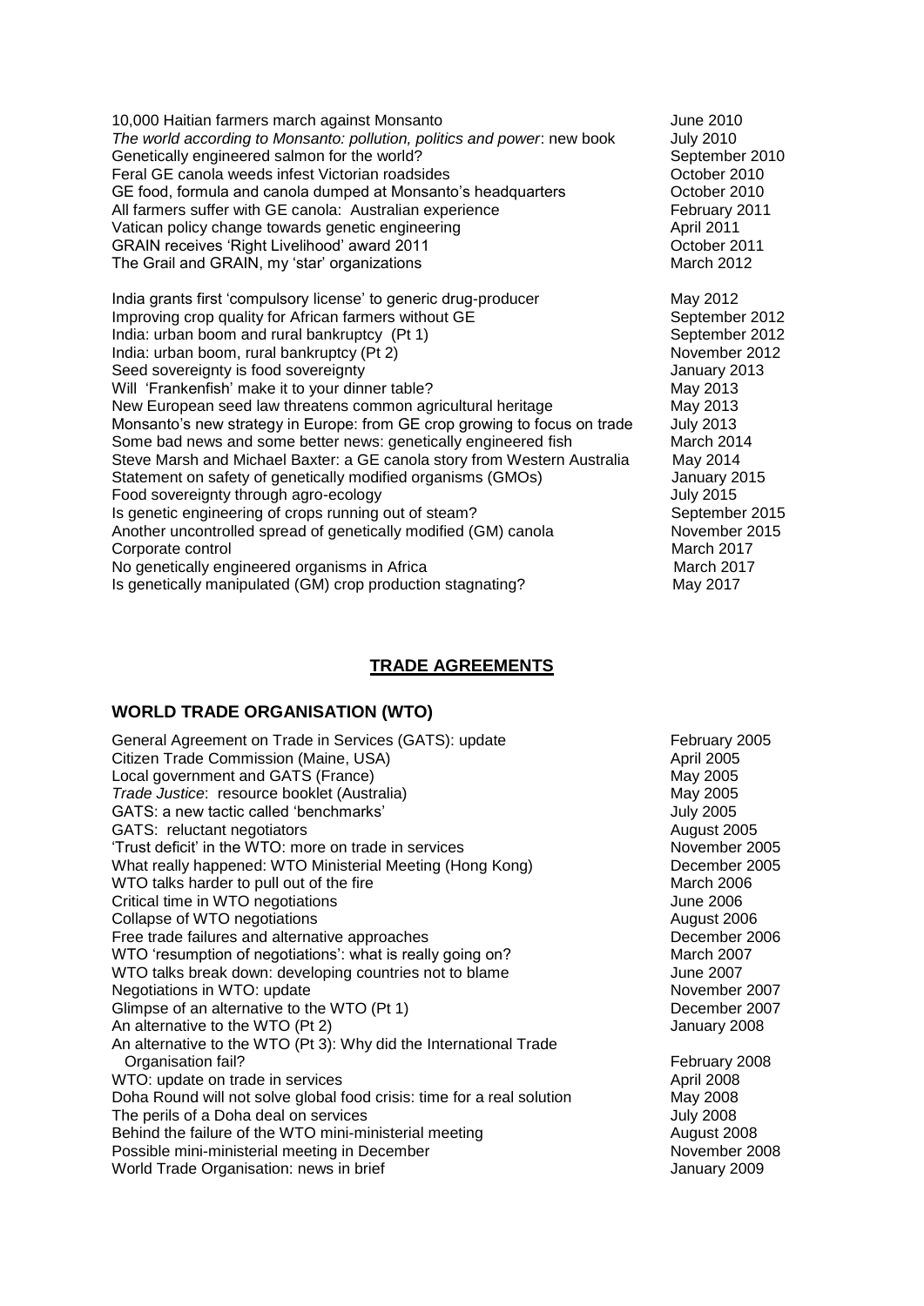| | |
|---|---|
| 10,000 Haitian farmers march against Monsanto | June 2010 |
| *The world according to Monsanto: pollution, politics and power*: new book | July 2010 |
| Genetically engineered salmon for the world? | September 2010 |
| Feral GE canola weeds infest Victorian roadsides | October 2010 |
| GE food, formula and canola dumped at Monsanto's headquarters | October 2010 |
| All farmers suffer with GE canola: Australian experience | February 2011 |
| Vatican policy change towards genetic engineering | April 2011 |
| GRAIN receives 'Right Livelihood' award 2011 | October 2011 |
| The Grail and GRAIN, my 'star' organizations | March 2012 |
| | |
| India grants first 'compulsory license' to generic drug-producer | May 2012 |
| Improving crop quality for African farmers without GE | September 2012 |
| India: urban boom and rural bankruptcy (Pt 1) | September 2012 |
| India: urban boom, rural bankruptcy (Pt 2) | November 2012 |
| Seed sovereignty is food sovereignty | January 2013 |
| Will 'Frankenfish' make it to your dinner table? | May 2013 |
| New European seed law threatens common agricultural heritage | May 2013 |
| Monsanto's new strategy in Europe: from GE crop growing to focus on trade | July 2013 |
| Some bad news and some better news: genetically engineered fish | March 2014 |
| Steve Marsh and Michael Baxter: a GE canola story from Western Australia | May 2014 |
| Statement on safety of genetically modified organisms (GMOs) | January 2015 |
| Food sovereignty through agro-ecology | July 2015 |
| Is genetic engineering of crops running out of steam? | September 2015 |
| Another uncontrolled spread of genetically modified (GM) canola | November 2015 |
| Corporate control | March 2017 |
| No genetically engineered organisms in Africa | March 2017 |
| Is genetically manipulated (GM) crop production stagnating? | May 2017 |

## **TRADE AGREEMENTS**

### WORLD TRADE ORGANISATION (WTO)

| | |
|---|---|
| General Agreement on Trade in Services (GATS): update | February 2005 |
| Citizen Trade Commission (Maine, USA) | April 2005 |
| Local government and GATS (France) | May 2005 |
| *Trade Justice*: resource booklet (Australia) | May 2005 |
| GATS: a new tactic called 'benchmarks' | July 2005 |
| GATS: reluctant negotiators | August 2005 |
| 'Trust deficit' in the WTO: more on trade in services | November 2005 |
| What really happened: WTO Ministerial Meeting (Hong Kong) | December 2005 |
| WTO talks harder to pull out of the fire | March 2006 |
| Critical time in WTO negotiations | June 2006 |
| Collapse of WTO negotiations | August 2006 |
| Free trade failures and alternative approaches | December 2006 |
| WTO 'resumption of negotiations': what is really going on? | March 2007 |
| WTO talks break down: developing countries not to blame | June 2007 |
| Negotiations in WTO: update | November 2007 |
| Glimpse of an alternative to the WTO (Pt 1) | December 2007 |
| An alternative to the WTO (Pt 2) | January 2008 |
| An alternative to the WTO (Pt 3): Why did the International Trade Organisation fail? | February 2008 |
| WTO: update on trade in services | April 2008 |
| Doha Round will not solve global food crisis: time for a real solution | May 2008 |
| The perils of a Doha deal on services | July 2008 |
| Behind the failure of the WTO mini-ministerial meeting | August 2008 |
| Possible mini-ministerial meeting in December | November 2008 |
| World Trade Organisation: news in brief | January 2009 |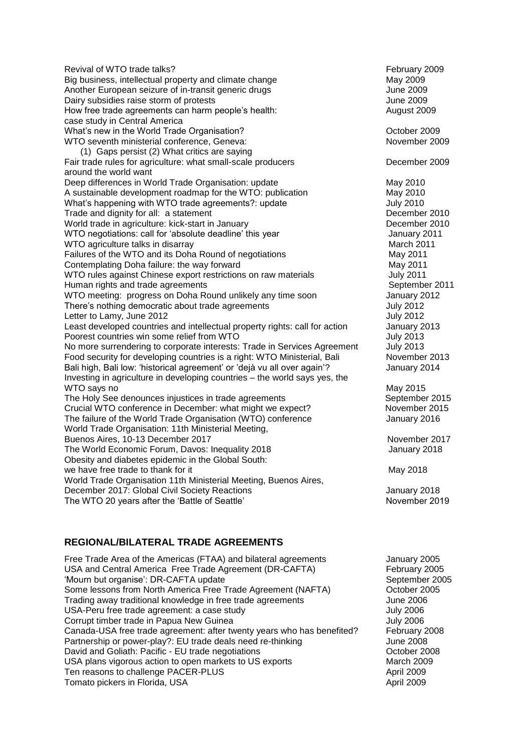| | |
|---|---|
| Revival of WTO trade talks? | February 2009 |
| Big business, intellectual property and climate change | May 2009 |
| Another European seizure of in-transit generic drugs | June 2009 |
| Dairy subsidies raise storm of protests | June 2009 |
| How free trade agreements can harm people's health: case study in Central America | August 2009 |
| What's new in the World Trade Organisation? | October 2009 |
| WTO seventh ministerial conference, Geneva: (1) Gaps persist (2) What critics are saying | November 2009 |
| Fair trade rules for agriculture: what small-scale producers around the world want | December 2009 |
| Deep differences in World Trade Organisation: update | May 2010 |
| A sustainable development roadmap for the WTO: publication | May 2010 |
| What's happening with WTO trade agreements?: update | July 2010 |
| Trade and dignity for all: a statement | December 2010 |
| World trade in agriculture: kick-start in January | December 2010 |
| WTO negotiations: call for 'absolute deadline' this year | January 2011 |
| WTO agriculture talks in disarray | March 2011 |
| Failures of the WTO and its Doha Round of negotiations | May 2011 |
| Contemplating Doha failure: the way forward | May 2011 |
| WTO rules against Chinese export restrictions on raw materials | July 2011 |
| Human rights and trade agreements | September 2011 |
| WTO meeting: progress on Doha Round unlikely any time soon | January 2012 |
| There's nothing democratic about trade agreements | July 2012 |
| Letter to Lamy, June 2012 | July 2012 |
| Least developed countries and intellectual property rights: call for action | January 2013 |
| Poorest countries win some relief from WTO | July 2013 |
| No more surrendering to corporate interests: Trade in Services Agreement | July 2013 |
| Food security for developing countries is a right: WTO Ministerial, Bali | November 2013 |
| Bali high, Bali low: 'historical agreement' or 'dejà vu all over again'? | January 2014 |
| Investing in agriculture in developing countries – the world says yes, the WTO says no | May 2015 |
| The Holy See denounces injustices in trade agreements | September 2015 |
| Crucial WTO conference in December: what might we expect? | November 2015 |
| The failure of the World Trade Organisation (WTO) conference | January 2016 |
| World Trade Organisation: 11th Ministerial Meeting, Buenos Aires, 10-13 December 2017 | November 2017 |
| The World Economic Forum, Davos: Inequality 2018 | January 2018 |
| Obesity and diabetes epidemic in the Global South: we have free trade to thank for it | May 2018 |
| World Trade Organisation 11th Ministerial Meeting, Buenos Aires, December 2017: Global Civil Society Reactions | January 2018 |
| The WTO 20 years after the 'Battle of Seattle' | November 2019 |

## REGIONAL/BILATERAL TRADE AGREEMENTS

| | |
|---|---|
| Free Trade Area of the Americas (FTAA) and bilateral agreements | January 2005 |
| USA and Central America Free Trade Agreement (DR-CAFTA) | February 2005 |
| 'Mourn but organise': DR-CAFTA update | September 2005 |
| Some lessons from North America Free Trade Agreement (NAFTA) | October 2005 |
| Trading away traditional knowledge in free trade agreements | June 2006 |
| USA-Peru free trade agreement: a case study | July 2006 |
| Corrupt timber trade in Papua New Guinea | July 2006 |
| Canada-USA free trade agreement: after twenty years who has benefited? | February 2008 |
| Partnership or power-play?: EU trade deals need re-thinking | June 2008 |
| David and Goliath: Pacific - EU trade negotiations | October 2008 |
| USA plans vigorous action to open markets to US exports | March 2009 |
| Ten reasons to challenge PACER-PLUS | April 2009 |
| Tomato pickers in Florida, USA | April 2009 |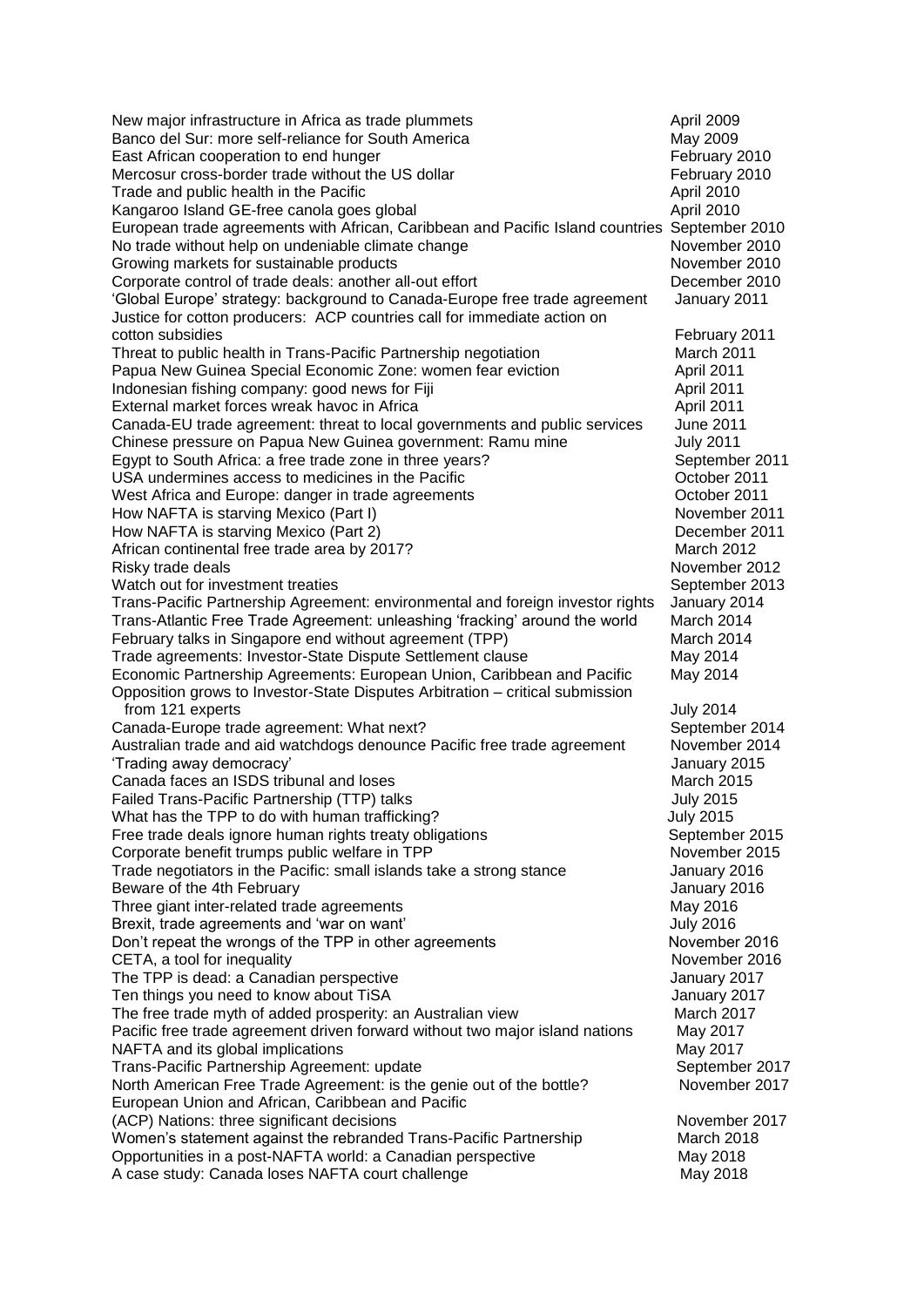| | |
|---|---|
| New major infrastructure in Africa as trade plummets | April 2009 |
| Banco del Sur: more self-reliance for South America | May 2009 |
| East African cooperation to end hunger | February 2010 |
| Mercosur cross-border trade without the US dollar | February 2010 |
| Trade and public health in the Pacific | April 2010 |
| Kangaroo Island GE-free canola goes global | April 2010 |
| European trade agreements with African, Caribbean and Pacific Island countries | September 2010 |
| No trade without help on undeniable climate change | November 2010 |
| Growing markets for sustainable products | November 2010 |
| Corporate control of trade deals: another all-out effort | December 2010 |
| 'Global Europe' strategy: background to Canada-Europe free trade agreement | January 2011 |
| Justice for cotton producers: ACP countries call for immediate action on cotton subsidies | February 2011 |
| Threat to public health in Trans-Pacific Partnership negotiation | March 2011 |
| Papua New Guinea Special Economic Zone: women fear eviction | April 2011 |
| Indonesian fishing company: good news for Fiji | April 2011 |
| External market forces wreak havoc in Africa | April 2011 |
| Canada-EU trade agreement: threat to local governments and public services | June 2011 |
| Chinese pressure on Papua New Guinea government: Ramu mine | July 2011 |
| Egypt to South Africa: a free trade zone in three years? | September 2011 |
| USA undermines access to medicines in the Pacific | October 2011 |
| West Africa and Europe: danger in trade agreements | October 2011 |
| How NAFTA is starving Mexico (Part I) | November 2011 |
| How NAFTA is starving Mexico (Part 2) | December 2011 |
| African continental free trade area by 2017? | March 2012 |
| Risky trade deals | November 2012 |
| Watch out for investment treaties | September 2013 |
| Trans-Pacific Partnership Agreement: environmental and foreign investor rights | January 2014 |
| Trans-Atlantic Free Trade Agreement: unleashing 'fracking' around the world | March 2014 |
| February talks in Singapore end without agreement (TPP) | March 2014 |
| Trade agreements: Investor-State Dispute Settlement clause | May 2014 |
| Economic Partnership Agreements: European Union, Caribbean and Pacific | May 2014 |
| Opposition grows to Investor-State Disputes Arbitration – critical submission from 121 experts | July 2014 |
| Canada-Europe trade agreement: What next? | September 2014 |
| Australian trade and aid watchdogs denounce Pacific free trade agreement | November 2014 |
| 'Trading away democracy' | January 2015 |
| Canada faces an ISDS tribunal and loses | March 2015 |
| Failed Trans-Pacific Partnership (TTP) talks | July 2015 |
| What has the TPP to do with human trafficking? | July 2015 |
| Free trade deals ignore human rights treaty obligations | September 2015 |
| Corporate benefit trumps public welfare in TPP | November 2015 |
| Trade negotiators in the Pacific: small islands take a strong stance | January 2016 |
| Beware of the 4th February | January 2016 |
| Three giant inter-related trade agreements | May 2016 |
| Brexit, trade agreements and 'war on want' | July 2016 |
| Don't repeat the wrongs of the TPP in other agreements | November 2016 |
| CETA, a tool for inequality | November 2016 |
| The TPP is dead: a Canadian perspective | January 2017 |
| Ten things you need to know about TiSA | January 2017 |
| The free trade myth of added prosperity: an Australian view | March 2017 |
| Pacific free trade agreement driven forward without two major island nations | May 2017 |
| NAFTA and its global implications | May 2017 |
| Trans-Pacific Partnership Agreement: update | September 2017 |
| North American Free Trade Agreement: is the genie out of the bottle? | November 2017 |
| European Union and African, Caribbean and Pacific (ACP) Nations: three significant decisions | November 2017 |
| Women's statement against the rebranded Trans-Pacific Partnership | March 2018 |
| Opportunities in a post-NAFTA world: a Canadian perspective | May 2018 |
| A case study: Canada loses NAFTA court challenge | May 2018 |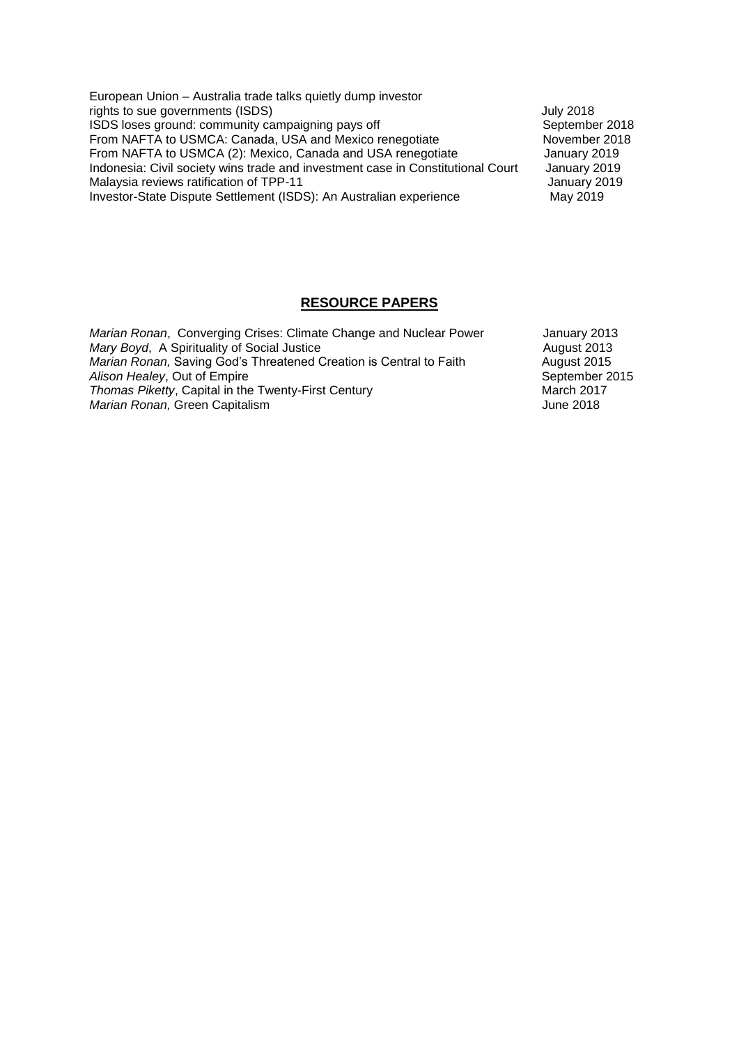European Union – Australia trade talks quietly dump investor rights to sue governments (ISDS) July 2018
ISDS loses ground: community campaigning pays off September 2018
From NAFTA to USMCA: Canada, USA and Mexico renegotiate November 2018
From NAFTA to USMCA (2): Mexico, Canada and USA renegotiate January 2019
Indonesia: Civil society wins trade and investment case in Constitutional Court January 2019
Malaysia reviews ratification of TPP-11 January 2019
Investor-State Dispute Settlement (ISDS): An Australian experience May 2019

## RESOURCE PAPERS

*Marian Ronan*, Converging Crises: Climate Change and Nuclear Power January 2013
*Mary Boyd*, A Spirituality of Social Justice August 2013
*Marian Ronan,* Saving God's Threatened Creation is Central to Faith August 2015
*Alison Healey*, Out of Empire September 2015
*Thomas Piketty*, Capital in the Twenty-First Century March 2017
*Marian Ronan,* Green Capitalism June 2018